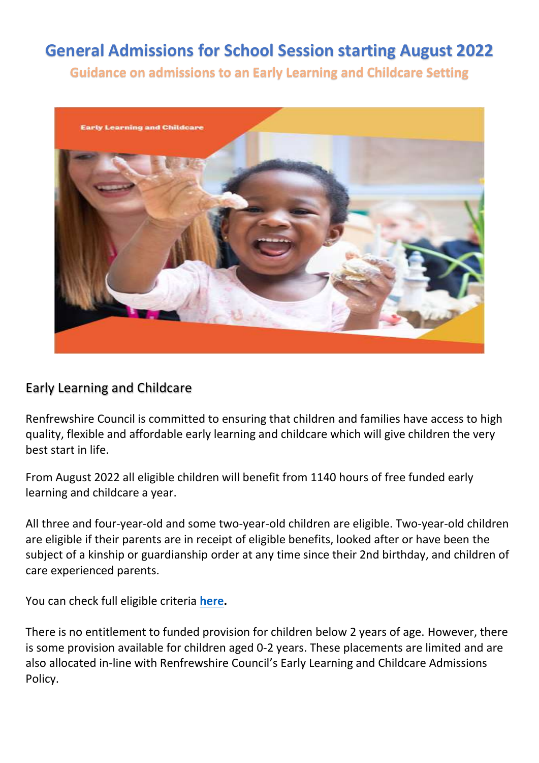# General Admissions for School Session starting August 2022

## Guidance on admissions to an Early Learning and Childcare Setting

## Early Learning and Childcare

Renfrewshire Council is committed to ensuring that children and families have access to high quality, flexible and affordable early learning and childcare which will give children the very best start in life.

From August 2022 all eligible children will benefit from 1140 hours of free funded early learning and childcare a year.

All three and four-year-old and some two-year-old children are eligible. Two-year-old children are eligible if their parents are in receipt of eligible benefits, looked after or have been the subject of a kinship or guardianship order at any time since their 2nd birthday, and children of care experienced parents.

You can check full eligible criteria **here.**

There is no entitlement to funded provision for children below 2 years of age. However, there is some provision available for children aged 0-2 years. These placements are limited and are also allocated in-line with Renfrewshire Council's Early Learning and Childcare Admissions Policy.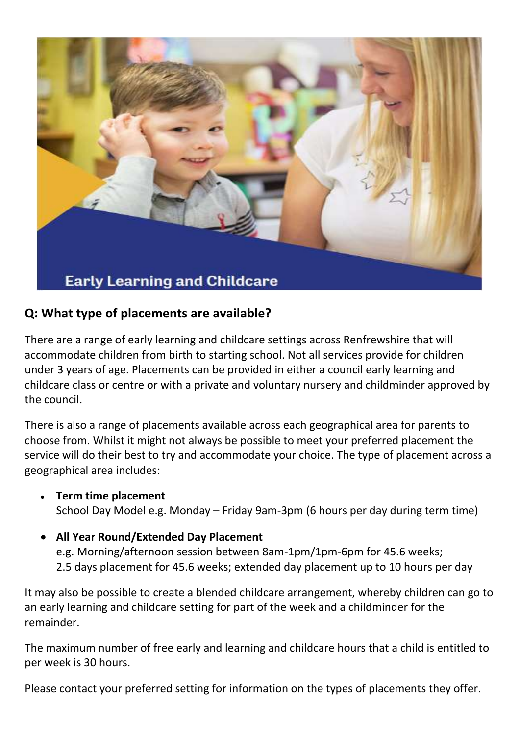Early Learning and Childcare

## Q: What type of placements are available?

There are a range of early learning and childcare settings across Renfrewshire that will accommodate children from birth to starting school. Not all services provide for children under 3 years of age. Placements can be provided in either a council early learning and childcare class or centre or with a private and voluntary nursery and childminder approved by the council.

There is also a range of placements available across each geographical area for parents to choose from. Whilst it might not always be possible to meet your preferred placement the service will do their best to try and accommodate your choice. The type of placement across a geographical area includes:

- **Term time placement**
  School Day Model e.g. Monday – Friday 9am-3pm (6 hours per day during term time)
- **All Year Round/Extended Day Placement**
  e.g. Morning/afternoon session between 8am-1pm/1pm-6pm for 45.6 weeks; 2.5 days placement for 45.6 weeks; extended day placement up to 10 hours per day

It may also be possible to create a blended childcare arrangement, whereby children can go to an early learning and childcare setting for part of the week and a childminder for the remainder.

The maximum number of free early and learning and childcare hours that a child is entitled to per week is 30 hours.

Please contact your preferred setting for information on the types of placements they offer.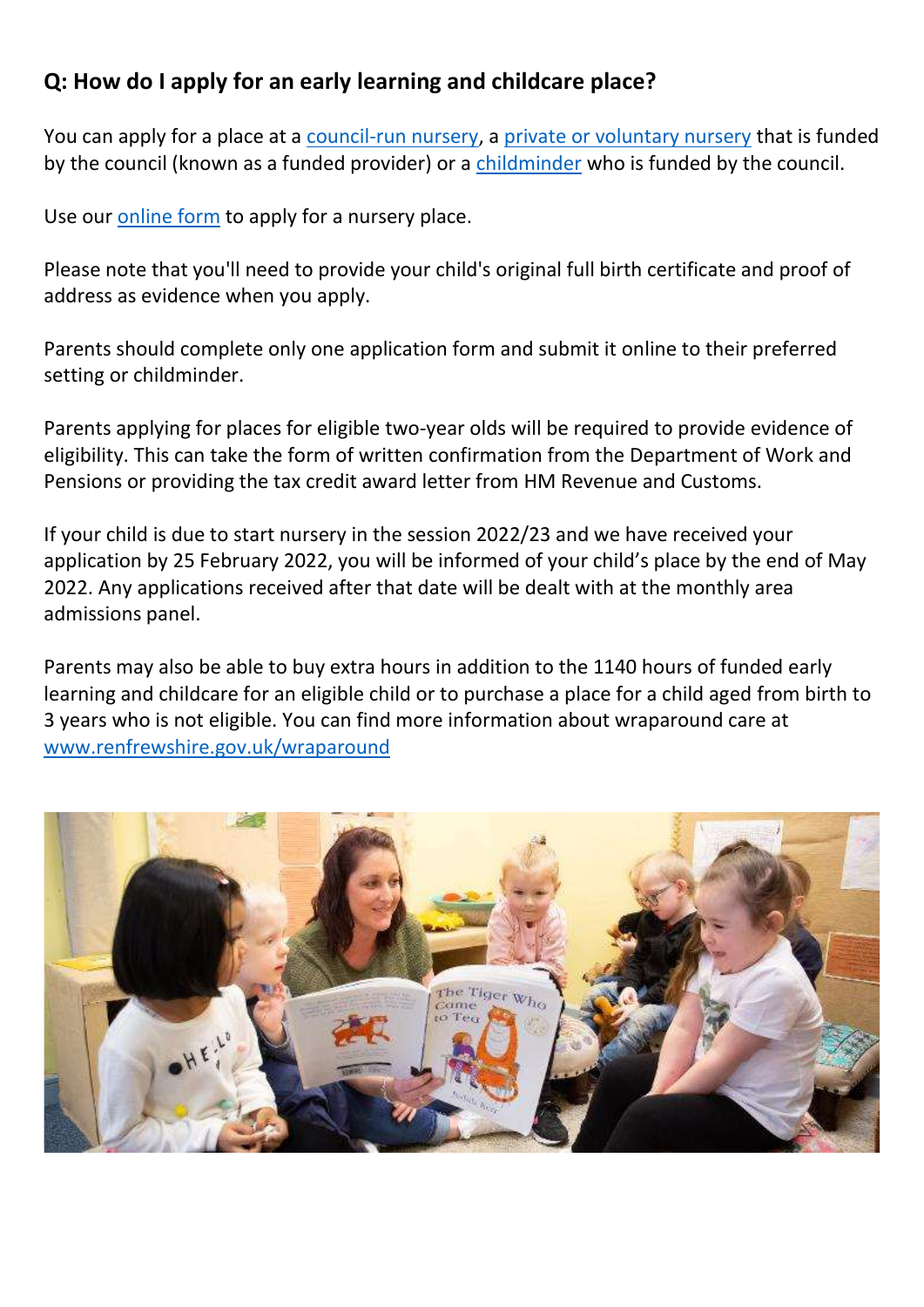## Q: How do I apply for an early learning and childcare place?

You can apply for a place at a [council-run nursery](), a [private or voluntary nursery]() that is funded by the council (known as a funded provider) or a [childminder]() who is funded by the council.

Use our [online form]() to apply for a nursery place.

Please note that you'll need to provide your child's original full birth certificate and proof of address as evidence when you apply.

Parents should complete only one application form and submit it online to their preferred setting or childminder.

Parents applying for places for eligible two-year olds will be required to provide evidence of eligibility. This can take the form of written confirmation from the Department of Work and Pensions or providing the tax credit award letter from HM Revenue and Customs.

If your child is due to start nursery in the session 2022/23 and we have received your application by 25 February 2022, you will be informed of your child's place by the end of May 2022. Any applications received after that date will be dealt with at the monthly area admissions panel.

Parents may also be able to buy extra hours in addition to the 1140 hours of funded early learning and childcare for an eligible child or to purchase a place for a child aged from birth to 3 years who is not eligible. You can find more information about wraparound care at [www.renfrewshire.gov.uk/wraparound](www.renfrewshire.gov.uk/wraparound)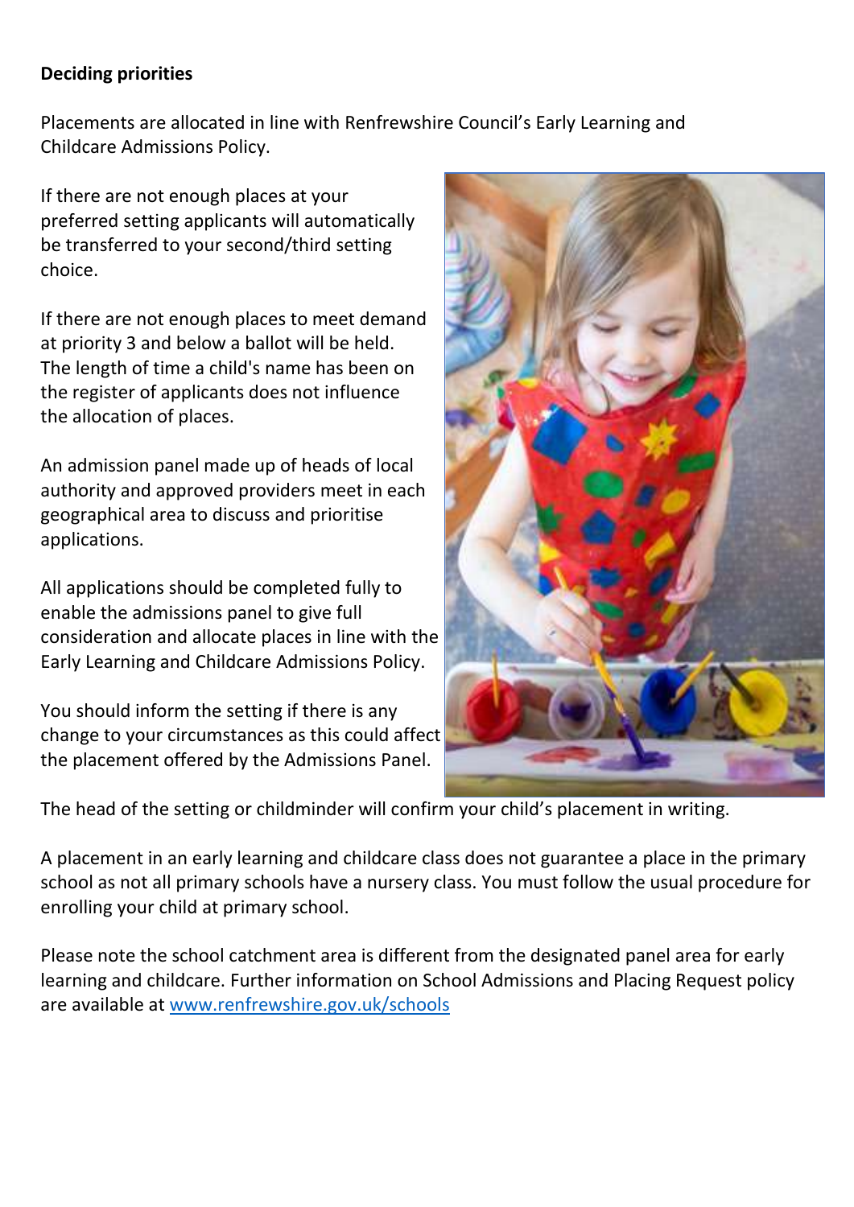**Deciding priorities**

Placements are allocated in line with Renfrewshire Council's Early Learning and Childcare Admissions Policy.

If there are not enough places at your preferred setting applicants will automatically be transferred to your second/third setting choice.

If there are not enough places to meet demand at priority 3 and below a ballot will be held. The length of time a child's name has been on the register of applicants does not influence the allocation of places.

An admission panel made up of heads of local authority and approved providers meet in each geographical area to discuss and prioritise applications.

All applications should be completed fully to enable the admissions panel to give full consideration and allocate places in line with the Early Learning and Childcare Admissions Policy.

You should inform the setting if there is any change to your circumstances as this could affect the placement offered by the Admissions Panel.

The head of the setting or childminder will confirm your child's placement in writing.

A placement in an early learning and childcare class does not guarantee a place in the primary school as not all primary schools have a nursery class. You must follow the usual procedure for enrolling your child at primary school.

Please note the school catchment area is different from the designated panel area for early learning and childcare. Further information on School Admissions and Placing Request policy are available at [www.renfrewshire.gov.uk/schools](http://www.renfrewshire.gov.uk/schools)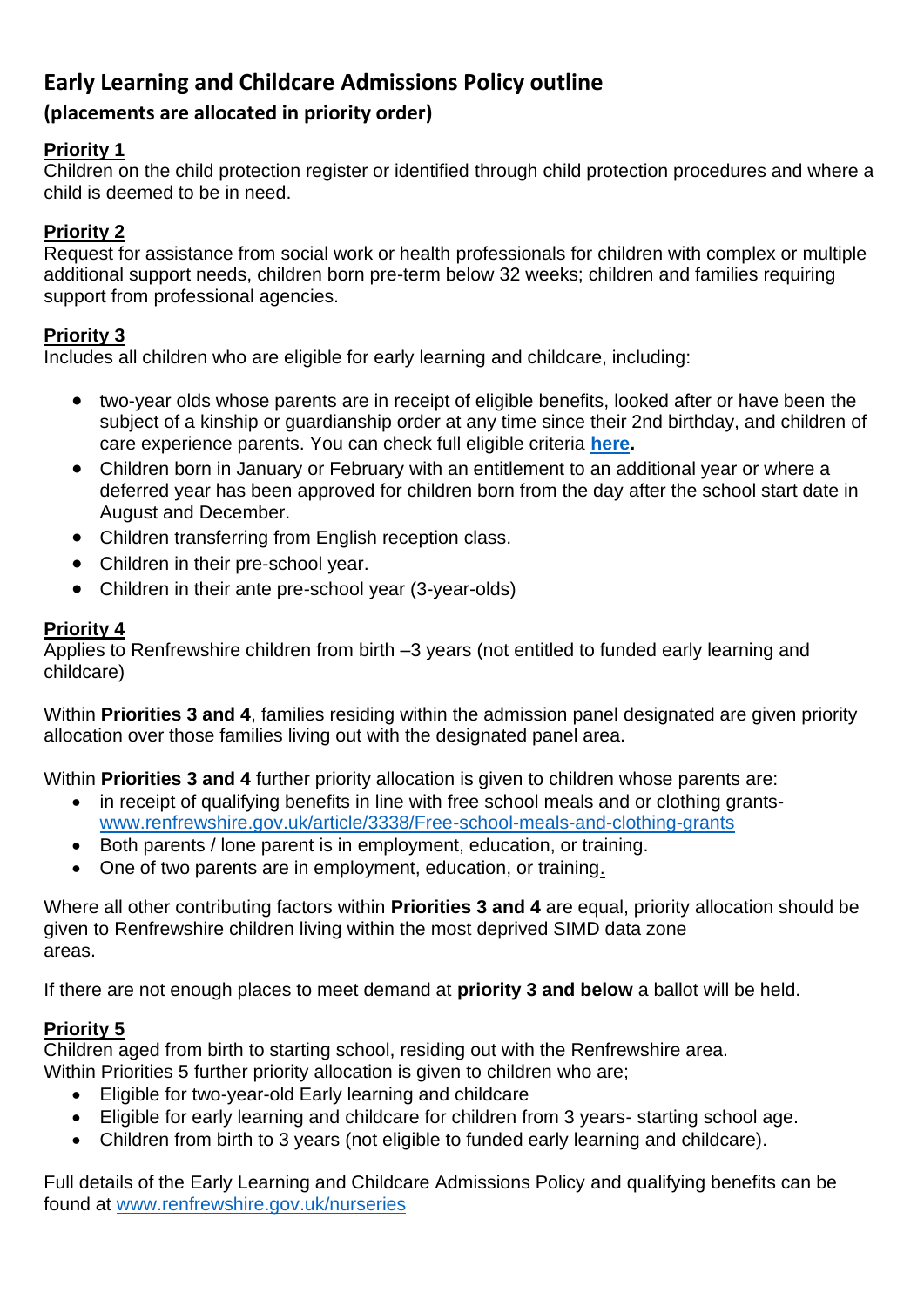# Early Learning and Childcare Admissions Policy outline

## (placements are allocated in priority order)

**Priority 1**

Children on the child protection register or identified through child protection procedures and where a child is deemed to be in need.

**Priority 2**

Request for assistance from social work or health professionals for children with complex or multiple additional support needs, children born pre-term below 32 weeks; children and families requiring support from professional agencies.

**Priority 3**

Includes all children who are eligible for early learning and childcare, including:

- two-year olds whose parents are in receipt of eligible benefits, looked after or have been the subject of a kinship or guardianship order at any time since their 2nd birthday, and children of care experience parents. You can check full eligible criteria **here**.
- Children born in January or February with an entitlement to an additional year or where a deferred year has been approved for children born from the day after the school start date in August and December.
- Children transferring from English reception class.
- Children in their pre-school year.
- Children in their ante pre-school year (3-year-olds)

**Priority 4**

Applies to Renfrewshire children from birth –3 years (not entitled to funded early learning and childcare)

Within **Priorities 3 and 4**, families residing within the admission panel designated are given priority allocation over those families living out with the designated panel area.

Within **Priorities 3 and 4** further priority allocation is given to children whose parents are:

- in receipt of qualifying benefits in line with free school meals and or clothing grants- www.renfrewshire.gov.uk/article/3338/Free-school-meals-and-clothing-grants
- Both parents / lone parent is in employment, education, or training.
- One of two parents are in employment, education, or training.

Where all other contributing factors within **Priorities 3 and 4** are equal, priority allocation should be given to Renfrewshire children living within the most deprived SIMD data zone areas.

If there are not enough places to meet demand at **priority 3 and below** a ballot will be held.

**Priority 5**

Children aged from birth to starting school, residing out with the Renfrewshire area.
Within Priorities 5 further priority allocation is given to children who are;

- Eligible for two-year-old Early learning and childcare
- Eligible for early learning and childcare for children from 3 years- starting school age.
- Children from birth to 3 years (not eligible to funded early learning and childcare).

Full details of the Early Learning and Childcare Admissions Policy and qualifying benefits can be found at www.renfrewshire.gov.uk/nurseries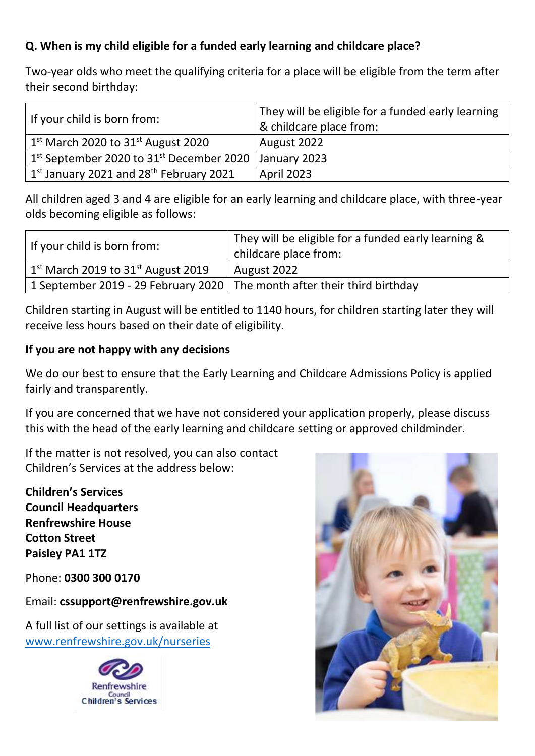**Q. When is my child eligible for a funded early learning and childcare place?**

Two-year olds who meet the qualifying criteria for a place will be eligible from the term after their second birthday:

| If your child is born from: | They will be eligible for a funded early learning & childcare place from: |
|---|---|
| 1st March 2020 to 31st August 2020 | August 2022 |
| 1st September 2020 to 31st December 2020 | January 2023 |
| 1st January 2021 and 28th February 2021 | April 2023 |

All children aged 3 and 4 are eligible for an early learning and childcare place, with three-year olds becoming eligible as follows:

| If your child is born from: | They will be eligible for a funded early learning & childcare place from: |
|---|---|
| 1st March 2019 to 31st August 2019 | August 2022 |
| 1 September 2019 - 29 February 2020 | The month after their third birthday |

Children starting in August will be entitled to 1140 hours, for children starting later they will receive less hours based on their date of eligibility.

**If you are not happy with any decisions**

We do our best to ensure that the Early Learning and Childcare Admissions Policy is applied fairly and transparently.

If you are concerned that we have not considered your application properly, please discuss this with the head of the early learning and childcare setting or approved childminder.

If the matter is not resolved, you can also contact Children's Services at the address below:

**Children's Services**
**Council Headquarters**
**Renfrewshire House**
**Cotton Street**
**Paisley PA1 1TZ**

Phone: **0300 300 0170**

Email: **cssupport@renfrewshire.gov.uk**

A full list of our settings is available at www.renfrewshire.gov.uk/nurseries

Renfrewshire Council Children's Services